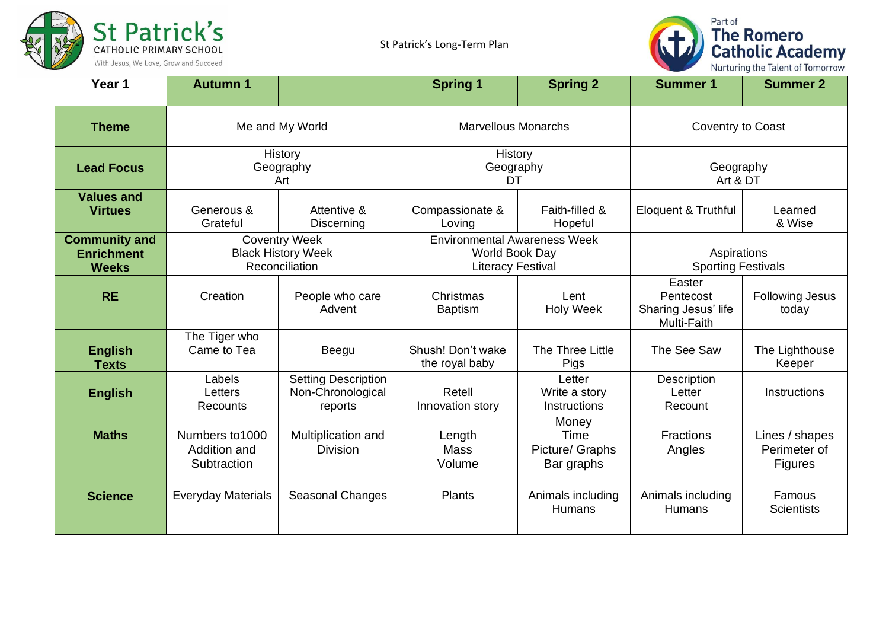St Patrick's CATHOLIC PRIMARY SCHOOL
With Jesus, We Love, Grow and Succeed

St Patrick's Long-Term Plan

Part of The Romero Catholic Academy
Nurturing the Talent of Tomorrow

| Year 1 | Autumn 1 | | Spring 1 | Spring 2 | Summer 1 | Summer 2 |
|---|---|---|---|---|---|---|
| **Theme** | Me and My World | | Marvellous Monarchs | | Coventry to Coast | |
| **Lead Focus** | History<br>Geography<br>Art | | History<br>Geography<br>DT | | Geography<br>Art & DT | |
| **Values and Virtues** | Generous & Grateful | Attentive & Discerning | Compassionate & Loving | Faith-filled & Hopeful | Eloquent & Truthful | Learned & Wise |
| **Community and Enrichment Weeks** | Coventry Week<br>Black History Week<br>Reconciliation | | Environmental Awareness Week<br>World Book Day<br>Literacy Festival | | Aspirations<br>Sporting Festivals | |
| **RE** | Creation | People who care<br>Advent | Christmas<br>Baptism | Lent<br>Holy Week | Easter<br>Pentecost<br>Sharing Jesus' life<br>Multi-Faith | Following Jesus today |
| **English Texts** | The Tiger who Came to Tea | Beegu | Shush! Don't wake the royal baby | The Three Little Pigs | The See Saw | The Lighthouse Keeper |
| **English** | Labels<br>Letters<br>Recounts | Setting Description<br>Non-Chronological reports | Retell<br>Innovation story | Letter<br>Write a story<br>Instructions | Description<br>Letter<br>Recount | Instructions |
| **Maths** | Numbers to1000<br>Addition and Subtraction | Multiplication and Division | Length<br>Mass<br>Volume | Money<br>Time<br>Picture/ Graphs<br>Bar graphs | Fractions<br>Angles | Lines / shapes<br>Perimeter of Figures |
| **Science** | Everyday Materials | Seasonal Changes | Plants | Animals including Humans | Animals including Humans | Famous Scientists |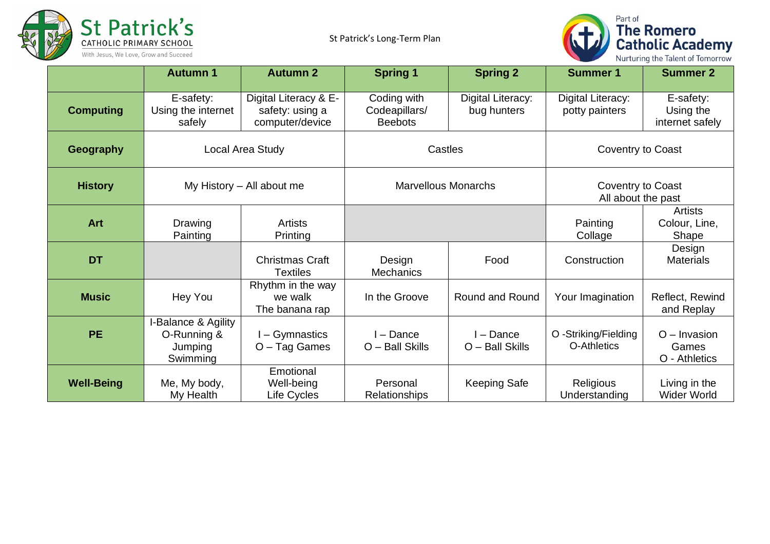St Patrick's CATHOLIC PRIMARY SCHOOL
With Jesus, We Love, Grow and Succeed

St Patrick's Long-Term Plan

Part of The Romero Catholic Academy
Nurturing the Talent of Tomorrow

| | Autumn 1 | Autumn 2 | Spring 1 | Spring 2 | Summer 1 | Summer 2 |
|---|---|---|---|---|---|---|
| **Computing** | E-safety: Using the internet safely | Digital Literacy & E-safety: using a computer/device | Coding with Codeapillars/ Beebots | Digital Literacy: bug hunters | Digital Literacy: potty painters | E-safety: Using the internet safely |
| **Geography** | Local Area Study | | Castles | | Coventry to Coast | |
| **History** | My History – All about me | | Marvellous Monarchs | | Coventry to Coast All about the past | |
| **Art** | Drawing Painting | Artists Printing | | | Painting Collage | Artists Colour, Line, Shape |
| **DT** | | Christmas Craft Textiles | Design Mechanics | Food | Construction | Design Materials |
| **Music** | Hey You | Rhythm in the way we walk The banana rap | In the Groove | Round and Round | Your Imagination | Reflect, Rewind and Replay |
| **PE** | I-Balance & Agility O-Running & Jumping Swimming | I – Gymnastics O – Tag Games | I – Dance O – Ball Skills | I – Dance O – Ball Skills | O -Striking/Fielding O-Athletics | O – Invasion Games O - Athletics |
| **Well-Being** | Me, My body, My Health | Emotional Well-being Life Cycles | Personal Relationships | Keeping Safe | Religious Understanding | Living in the Wider World |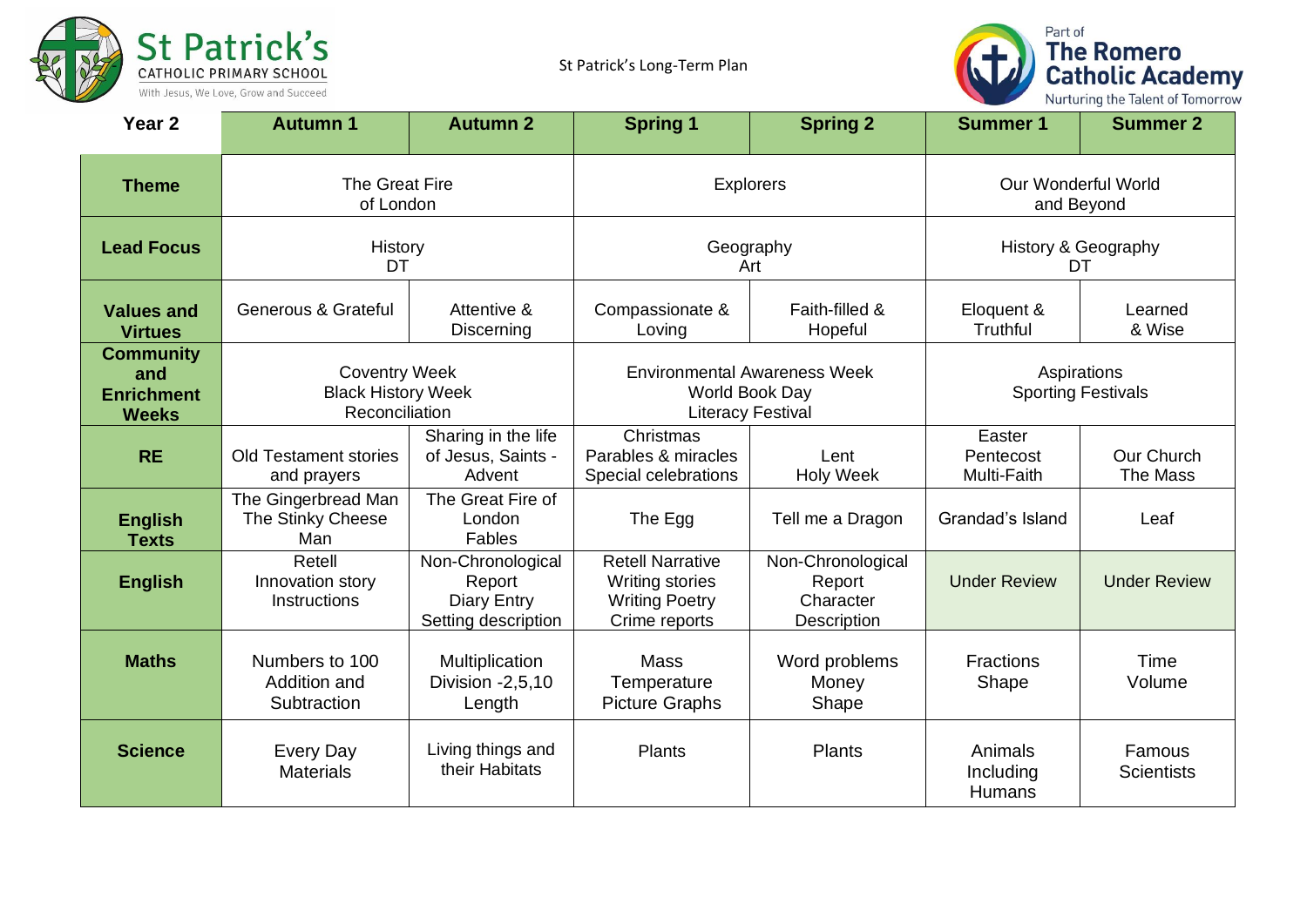St Patrick's Catholic Primary School — With Jesus, We Love, Grow and Succeed

St Patrick's Long-Term Plan

Part of The Romero Catholic Academy — Nurturing the Talent of Tomorrow

| Year 2 | Autumn 1 | Autumn 2 | Spring 1 | Spring 2 | Summer 1 | Summer 2 |
|---|---|---|---|---|---|---|
| **Theme** | The Great Fire of London | | Explorers | | Our Wonderful World and Beyond | |
| **Lead Focus** | History DT | | Geography Art | | History & Geography DT | |
| **Values and Virtues** | Generous & Grateful | Attentive & Discerning | Compassionate & Loving | Faith-filled & Hopeful | Eloquent & Truthful | Learned & Wise |
| **Community and Enrichment Weeks** | Coventry Week<br>Black History Week<br>Reconciliation | | Environmental Awareness Week<br>World Book Day<br>Literacy Festival | | Aspirations<br>Sporting Festivals | |
| **RE** | Old Testament stories and prayers | Sharing in the life of Jesus, Saints - Advent | Christmas<br>Parables & miracles<br>Special celebrations | Lent<br>Holy Week | Easter<br>Pentecost<br>Multi-Faith | Our Church<br>The Mass |
| **English Texts** | The Gingerbread Man<br>The Stinky Cheese Man | The Great Fire of London<br>Fables | The Egg | Tell me a Dragon | Grandad's Island | Leaf |
| **English** | Retell<br>Innovation story<br>Instructions | Non-Chronological Report<br>Diary Entry<br>Setting description | Retell Narrative<br>Writing stories<br>Writing Poetry<br>Crime reports | Non-Chronological Report<br>Character Description | Under Review | Under Review |
| **Maths** | Numbers to 100<br>Addition and Subtraction | Multiplication<br>Division -2,5,10<br>Length | Mass<br>Temperature<br>Picture Graphs | Word problems<br>Money<br>Shape | Fractions<br>Shape | Time<br>Volume |
| **Science** | Every Day Materials | Living things and their Habitats | Plants | Plants | Animals Including Humans | Famous Scientists |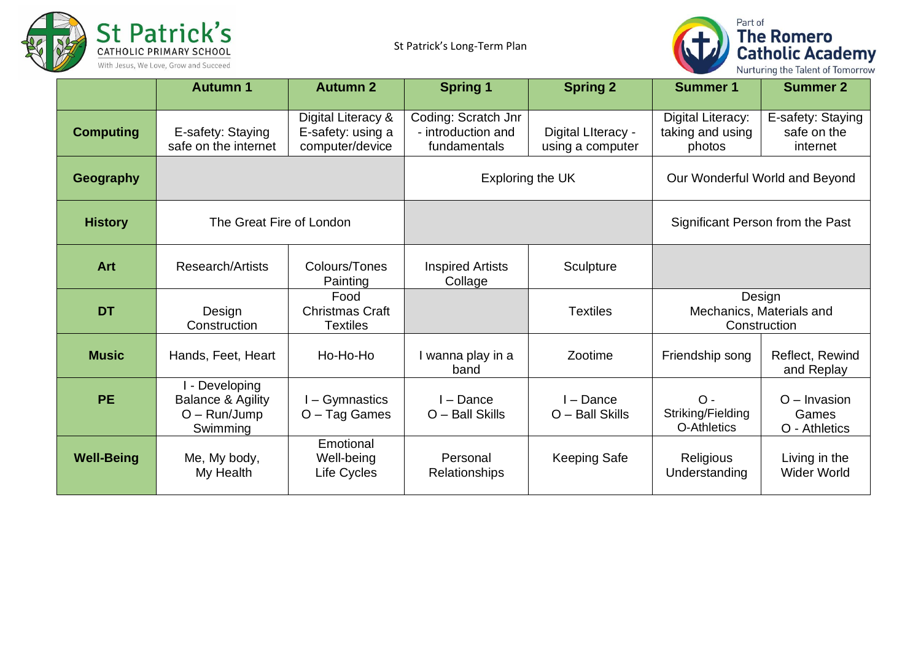St Patrick's Long-Term Plan

| | Autumn 1 | Autumn 2 | Spring 1 | Spring 2 | Summer 1 | Summer 2 |
|---|---|---|---|---|---|---|
| **Computing** | E-safety: Staying safe on the internet | Digital Literacy & E-safety: using a computer/device | Coding: Scratch Jnr - introduction and fundamentals | Digital LIteracy - using a computer | Digital Literacy: taking and using photos | E-safety: Staying safe on the internet |
| **Geography** | | | Exploring the UK | | Our Wonderful World and Beyond | |
| **History** | The Great Fire of London | | | | Significant Person from the Past | |
| **Art** | Research/Artists | Colours/Tones Painting | Inspired Artists Collage | Sculpture | | |
| **DT** | Design Construction | Food Christmas Craft Textiles | | Textiles | Design Mechanics, Materials and Construction | |
| **Music** | Hands, Feet, Heart | Ho-Ho-Ho | I wanna play in a band | Zootime | Friendship song | Reflect, Rewind and Replay |
| **PE** | I - Developing Balance & Agility O – Run/Jump Swimming | I – Gymnastics O – Tag Games | I – Dance O – Ball Skills | I – Dance O – Ball Skills | O - Striking/Fielding O-Athletics | O – Invasion Games O - Athletics |
| **Well-Being** | Me, My body, My Health | Emotional Well-being Life Cycles | Personal Relationships | Keeping Safe | Religious Understanding | Living in the Wider World |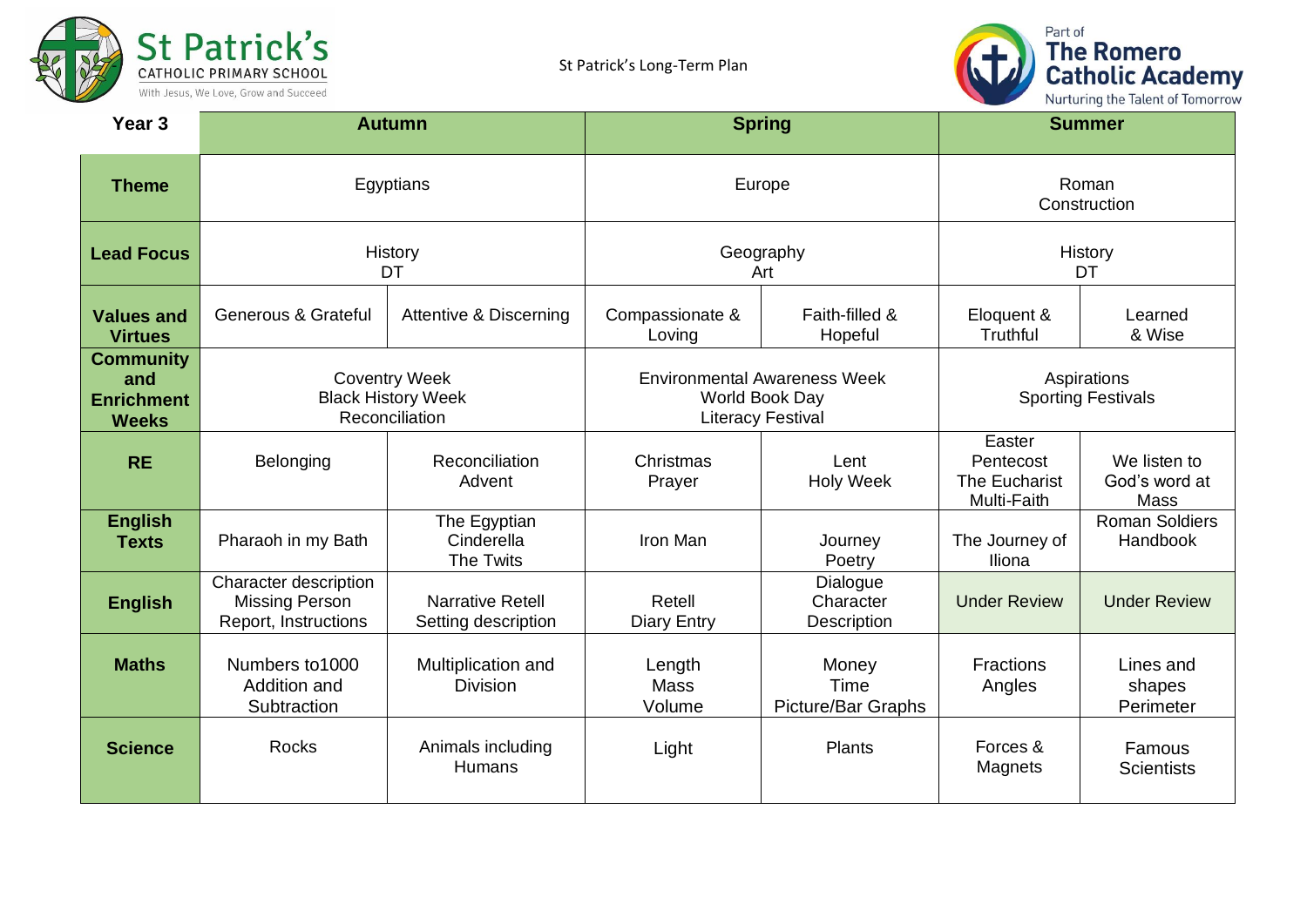St Patrick's Catholic Primary School — With Jesus, We Love, Grow and Succeed

St Patrick's Long-Term Plan

Part of The Romero Catholic Academy — Nurturing the Talent of Tomorrow

| Year 3 | Autumn | | Spring | | Summer | |
|---|---|---|---|---|---|---|
| **Theme** | Egyptians | | Europe | | Roman Construction | |
| **Lead Focus** | History DT | | Geography Art | | History DT | |
| **Values and Virtues** | Generous & Grateful | Attentive & Discerning | Compassionate & Loving | Faith-filled & Hopeful | Eloquent & Truthful | Learned & Wise |
| **Community and Enrichment Weeks** | Coventry Week Black History Week Reconciliation | | Environmental Awareness Week World Book Day Literacy Festival | | Aspirations Sporting Festivals | |
| **RE** | Belonging | Reconciliation Advent | Christmas Prayer | Lent Holy Week | Easter Pentecost The Eucharist Multi-Faith | We listen to God's word at Mass |
| **English Texts** | Pharaoh in my Bath | The Egyptian Cinderella The Twits | Iron Man | Journey Poetry | The Journey of Iliona | Roman Soldiers Handbook |
| **English** | Character description Missing Person Report, Instructions | Narrative Retell Setting description | Retell Diary Entry | Dialogue Character Description | Under Review | Under Review |
| **Maths** | Numbers to1000 Addition and Subtraction | Multiplication and Division | Length Mass Volume | Money Time Picture/Bar Graphs | Fractions Angles | Lines and shapes Perimeter |
| **Science** | Rocks | Animals including Humans | Light | Plants | Forces & Magnets | Famous Scientists |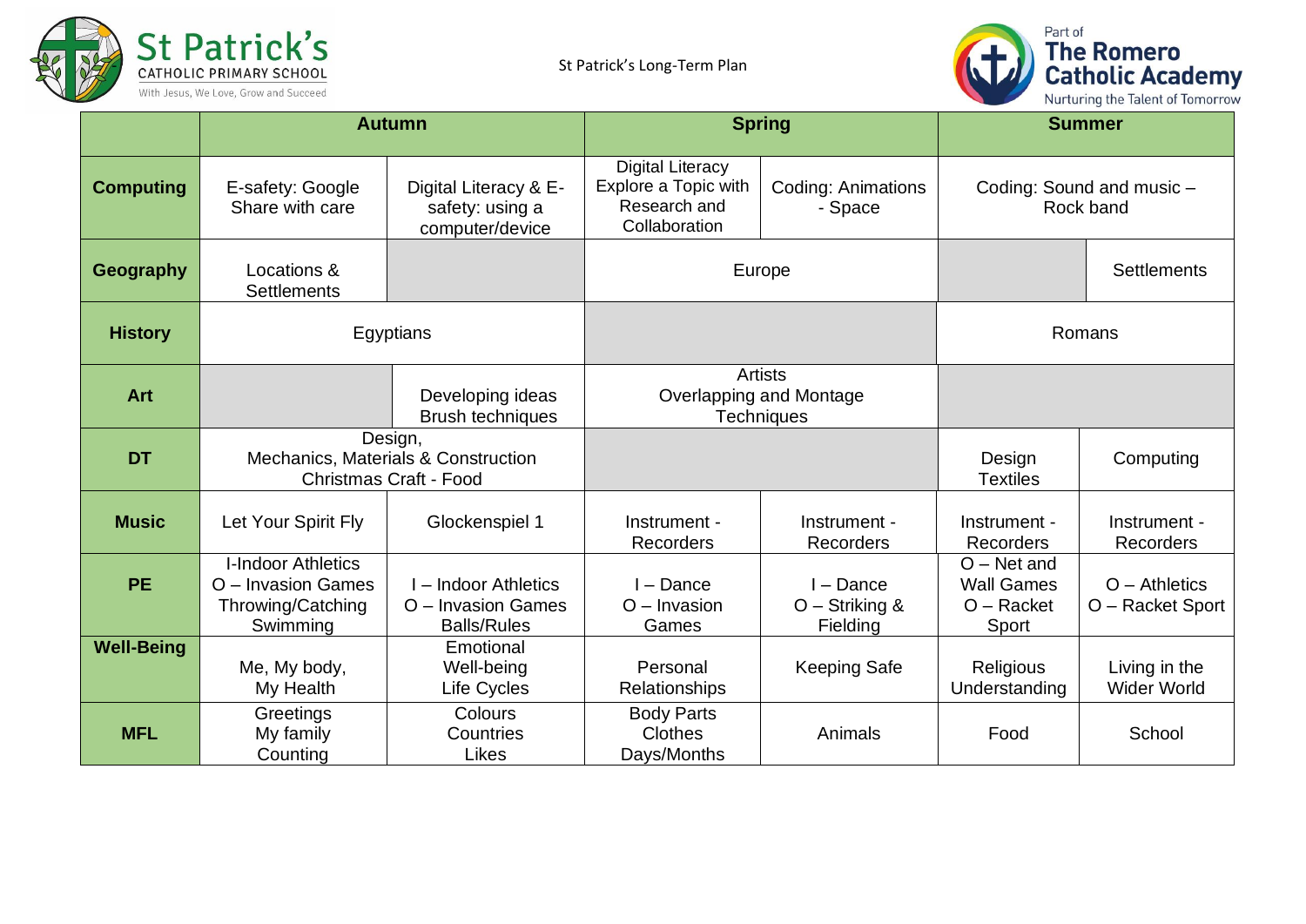St Patrick's Long-Term Plan

| | Autumn | | Spring | | Summer | |
|---|---|---|---|---|---|---|
| **Computing** | E-safety: Google Share with care | Digital Literacy & E-safety: using a computer/device | Digital Literacy Explore a Topic with Research and Collaboration | Coding: Animations - Space | Coding: Sound and music – Rock band | |
| **Geography** | Locations & Settlements | | Europe | | | Settlements |
| **History** | Egyptians | | | | Romans | |
| **Art** | | Developing ideas Brush techniques | Artists Overlapping and Montage Techniques | | | |
| **DT** | Design, Mechanics, Materials & Construction Christmas Craft - Food | | | | Design Textiles | Computing |
| **Music** | Let Your Spirit Fly | Glockenspiel 1 | Instrument - Recorders | Instrument - Recorders | Instrument - Recorders | Instrument - Recorders |
| **PE** | I-Indoor Athletics O – Invasion Games Throwing/Catching Swimming | I – Indoor Athletics O – Invasion Games Balls/Rules | I – Dance O – Invasion Games | I – Dance O – Striking & Fielding | O – Net and Wall Games O – Racket Sport | O – Athletics O – Racket Sport |
| **Well-Being** | Me, My body, My Health | Emotional Well-being Life Cycles | Personal Relationships | Keeping Safe | Religious Understanding | Living in the Wider World |
| **MFL** | Greetings My family Counting | Colours Countries Likes | Body Parts Clothes Days/Months | Animals | Food | School |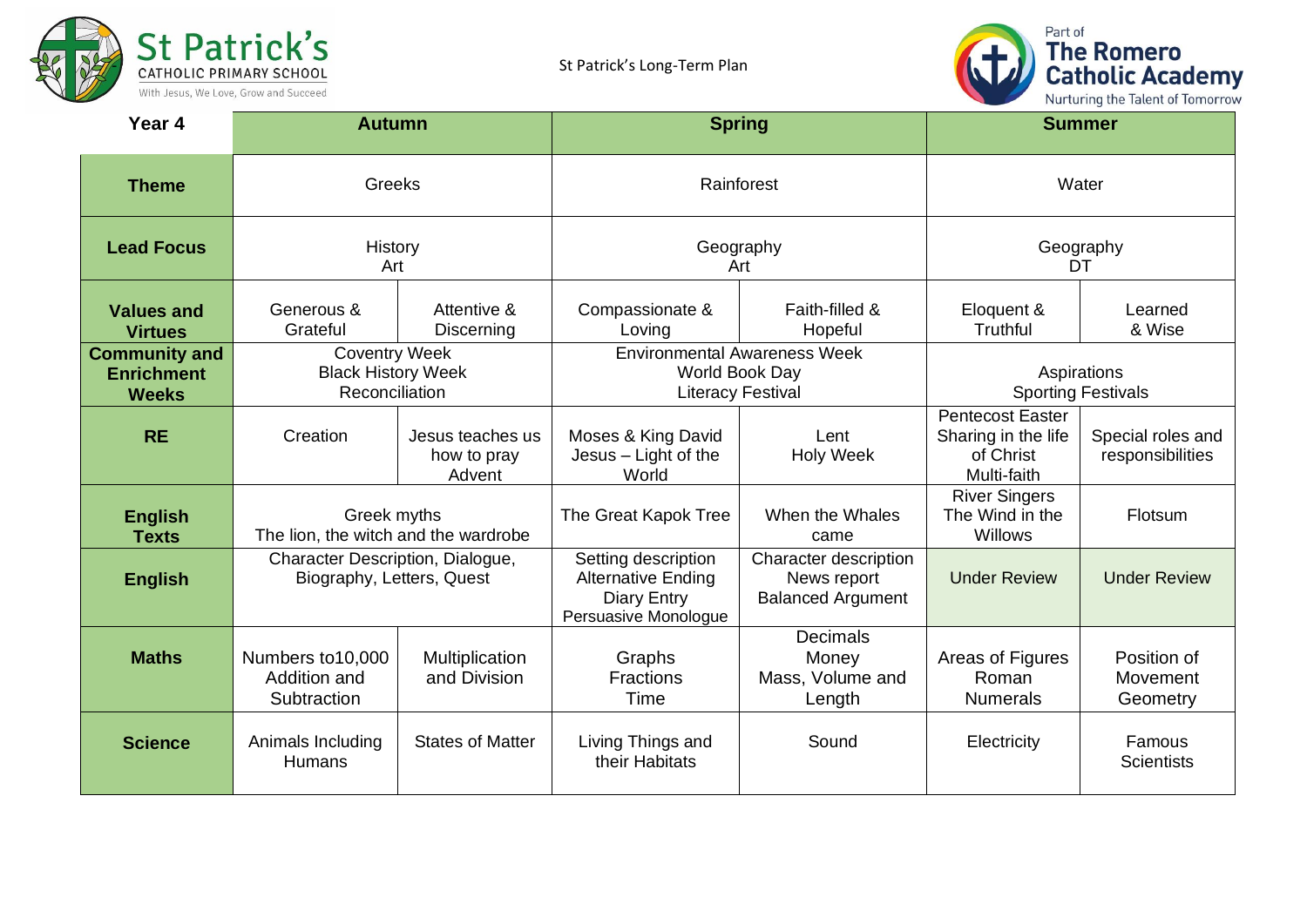St Patrick's Long-Term Plan

| Year 4 | Autumn | | Spring | | Summer | |
|---|---|---|---|---|---|---|
| **Theme** | Greeks | | Rainforest | | Water | |
| **Lead Focus** | History<br>Art | | Geography<br>Art | | Geography<br>DT | |
| **Values and Virtues** | Generous & Grateful | Attentive & Discerning | Compassionate & Loving | Faith-filled & Hopeful | Eloquent & Truthful | Learned & Wise |
| **Community and Enrichment Weeks** | Coventry Week<br>Black History Week<br>Reconciliation | | Environmental Awareness Week<br>World Book Day<br>Literacy Festival | | Aspirations<br>Sporting Festivals | |
| **RE** | Creation | Jesus teaches us how to pray<br>Advent | Moses & King David<br>Jesus – Light of the World | Lent<br>Holy Week | Pentecost Easter<br>Sharing in the life of Christ<br>Multi-faith | Special roles and responsibilities |
| **English Texts** | Greek myths<br>The lion, the witch and the wardrobe | | The Great Kapok Tree | When the Whales came | River Singers<br>The Wind in the Willows | Flotsum |
| **English** | Character Description, Dialogue, Biography, Letters, Quest | | Setting description<br>Alternative Ending<br>Diary Entry<br>Persuasive Monologue | Character description<br>News report<br>Balanced Argument | Under Review | Under Review |
| **Maths** | Numbers to10,000<br>Addition and Subtraction | Multiplication and Division | Graphs<br>Fractions<br>Time | Decimals<br>Money<br>Mass, Volume and Length | Areas of Figures<br>Roman Numerals | Position of Movement<br>Geometry |
| **Science** | Animals Including Humans | States of Matter | Living Things and their Habitats | Sound | Electricity | Famous Scientists |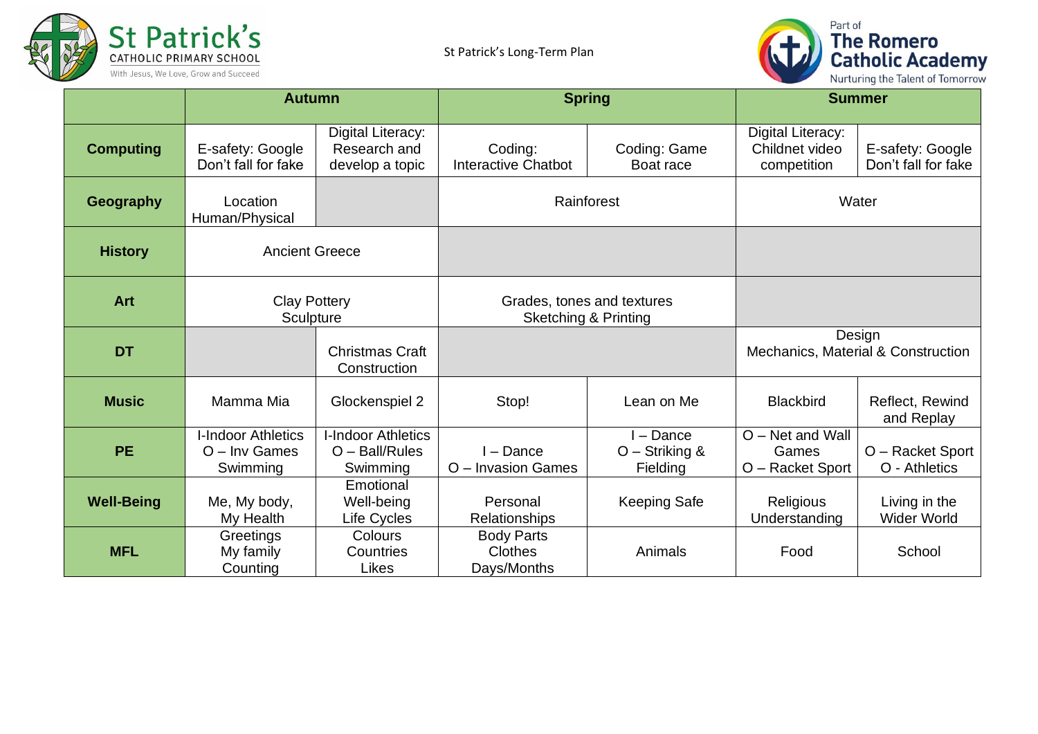St Patrick's Catholic Primary School — With Jesus, We Love, Grow and Succeed

St Patrick's Long-Term Plan

Part of The Romero Catholic Academy — Nurturing the Talent of Tomorrow

| | Autumn | | Spring | | Summer | |
|---|---|---|---|---|---|---|
| **Computing** | E-safety: Google Don't fall for fake | Digital Literacy: Research and develop a topic | Coding: Interactive Chatbot | Coding: Game Boat race | Digital Literacy: Childnet video competition | E-safety: Google Don't fall for fake |
| **Geography** | Location Human/Physical | | Rainforest | | Water | |
| **History** | Ancient Greece | | | | | |
| **Art** | Clay Pottery Sculpture | | Grades, tones and textures Sketching & Printing | | | |
| **DT** | | Christmas Craft Construction | | | Design Mechanics, Material & Construction | |
| **Music** | Mamma Mia | Glockenspiel 2 | Stop! | Lean on Me | Blackbird | Reflect, Rewind and Replay |
| **PE** | I-Indoor Athletics O – Inv Games Swimming | I-Indoor Athletics O – Ball/Rules Swimming | I – Dance O – Invasion Games | I – Dance O – Striking & Fielding | O – Net and Wall Games O – Racket Sport | O – Racket Sport O - Athletics |
| **Well-Being** | Me, My body, My Health | Emotional Well-being Life Cycles | Personal Relationships | Keeping Safe | Religious Understanding | Living in the Wider World |
| **MFL** | Greetings My family Counting | Colours Countries Likes | Body Parts Clothes Days/Months | Animals | Food | School |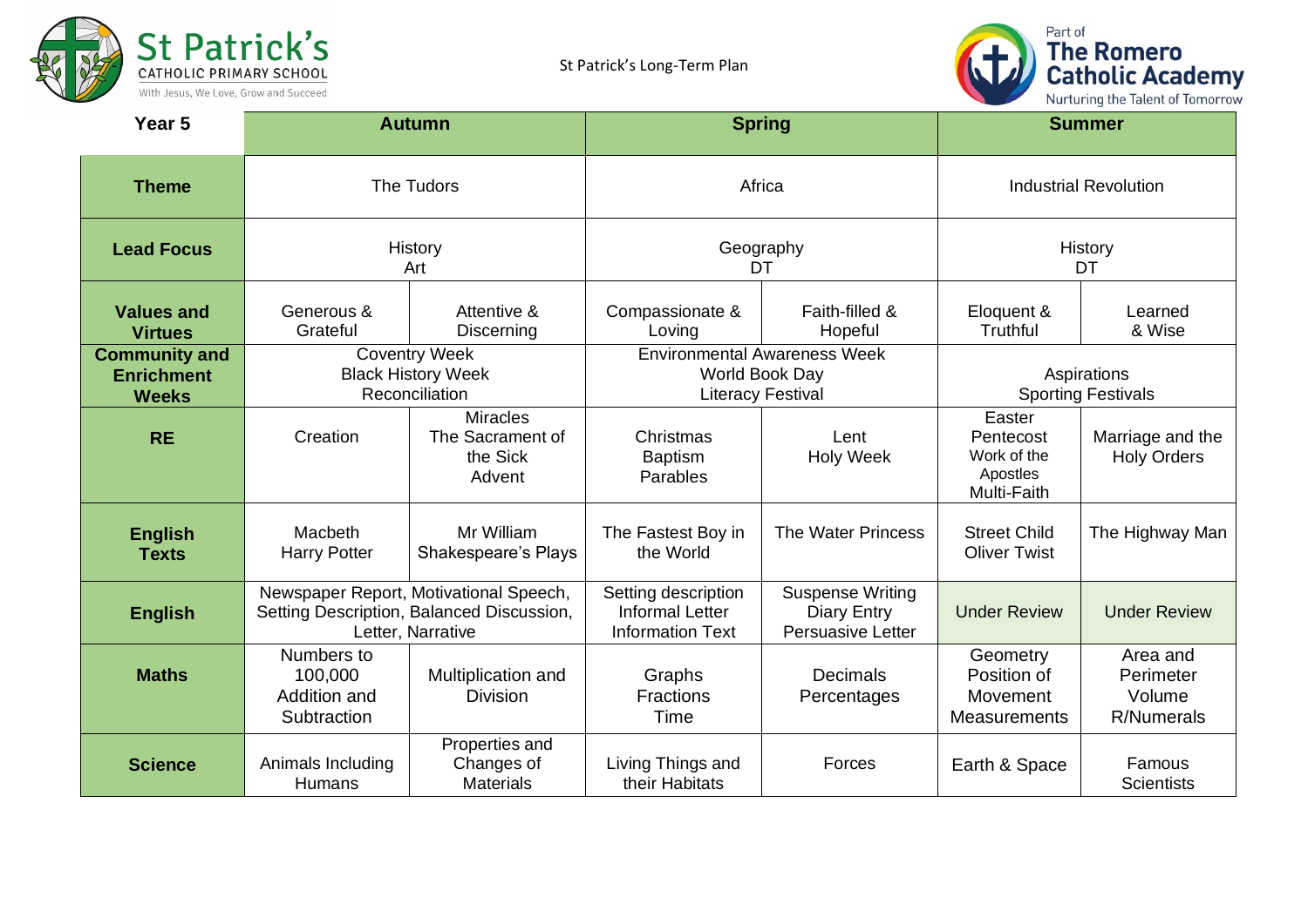St Patrick's Long-Term Plan

| Year 5 | Autumn | | Spring | | Summer | |
|---|---|---|---|---|---|---|
| **Theme** | The Tudors | | Africa | | Industrial Revolution | |
| **Lead Focus** | History<br>Art | | Geography<br>DT | | History<br>DT | |
| **Values and Virtues** | Generous & Grateful | Attentive & Discerning | Compassionate & Loving | Faith-filled & Hopeful | Eloquent & Truthful | Learned & Wise |
| **Community and Enrichment Weeks** | Coventry Week<br>Black History Week<br>Reconciliation | | Environmental Awareness Week<br>World Book Day<br>Literacy Festival | | Aspirations<br>Sporting Festivals | |
| **RE** | Creation | Miracles<br>The Sacrament of the Sick<br>Advent | Christmas<br>Baptism<br>Parables | Lent<br>Holy Week | Easter<br>Pentecost<br>Work of the Apostles<br>Multi-Faith | Marriage and the Holy Orders |
| **English Texts** | Macbeth<br>Harry Potter | Mr William Shakespeare's Plays | The Fastest Boy in the World | The Water Princess | Street Child<br>Oliver Twist | The Highway Man |
| **English** | Newspaper Report, Motivational Speech, Setting Description, Balanced Discussion, Letter, Narrative | | Setting description<br>Informal Letter<br>Information Text | Suspense Writing<br>Diary Entry<br>Persuasive Letter | Under Review | Under Review |
| **Maths** | Numbers to 100,000<br>Addition and Subtraction | Multiplication and Division | Graphs<br>Fractions<br>Time | Decimals<br>Percentages | Geometry<br>Position of Movement<br>Measurements | Area and Perimeter<br>Volume<br>R/Numerals |
| **Science** | Animals Including Humans | Properties and Changes of Materials | Living Things and their Habitats | Forces | Earth & Space | Famous Scientists |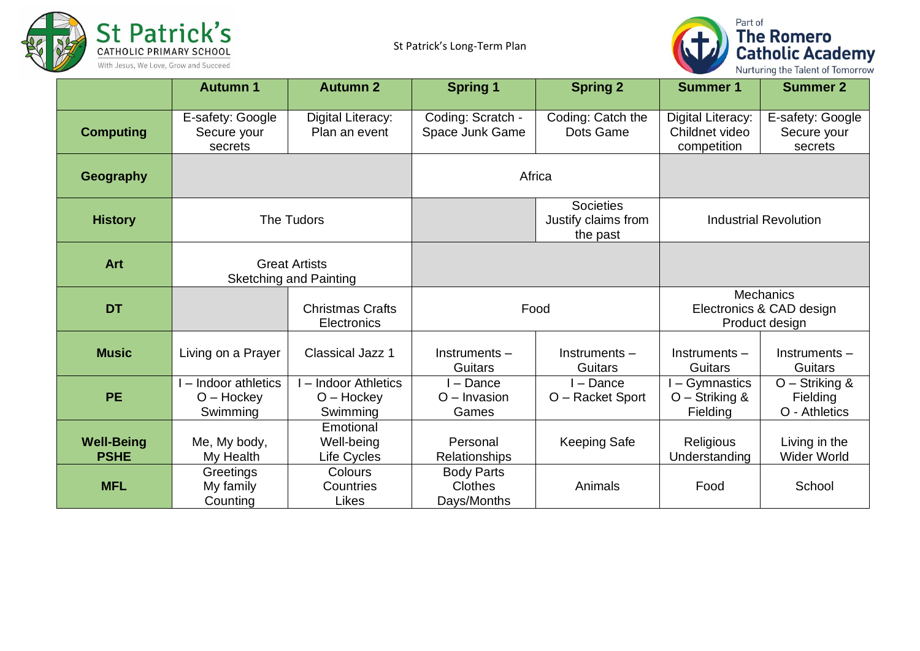St Patrick's Catholic Primary School — With Jesus, We Love, Grow and Succeed

St Patrick's Long-Term Plan

Part of The Romero Catholic Academy — Nurturing the Talent of Tomorrow

| | Autumn 1 | Autumn 2 | Spring 1 | Spring 2 | Summer 1 | Summer 2 |
|---|---|---|---|---|---|---|
| **Computing** | E-safety: Google Secure your secrets | Digital Literacy: Plan an event | Coding: Scratch - Space Junk Game | Coding: Catch the Dots Game | Digital Literacy: Childnet video competition | E-safety: Google Secure your secrets |
| **Geography** | | | Africa | | | |
| **History** | The Tudors | | | Societies Justify claims from the past | Industrial Revolution | |
| **Art** | Great Artists Sketching and Painting | | | | | |
| **DT** | | Christmas Crafts Electronics | Food | | Mechanics Electronics & CAD design Product design | |
| **Music** | Living on a Prayer | Classical Jazz 1 | Instruments – Guitars | Instruments – Guitars | Instruments – Guitars | Instruments – Guitars |
| **PE** | I – Indoor athletics O – Hockey Swimming | I – Indoor Athletics O – Hockey Swimming | I – Dance O – Invasion Games | I – Dance O – Racket Sport | I – Gymnastics O – Striking & Fielding | O – Striking & Fielding O - Athletics |
| **Well-Being PSHE** | Me, My body, My Health | Emotional Well-being Life Cycles | Personal Relationships | Keeping Safe | Religious Understanding | Living in the Wider World |
| **MFL** | Greetings My family Counting | Colours Countries Likes | Body Parts Clothes Days/Months | Animals | Food | School |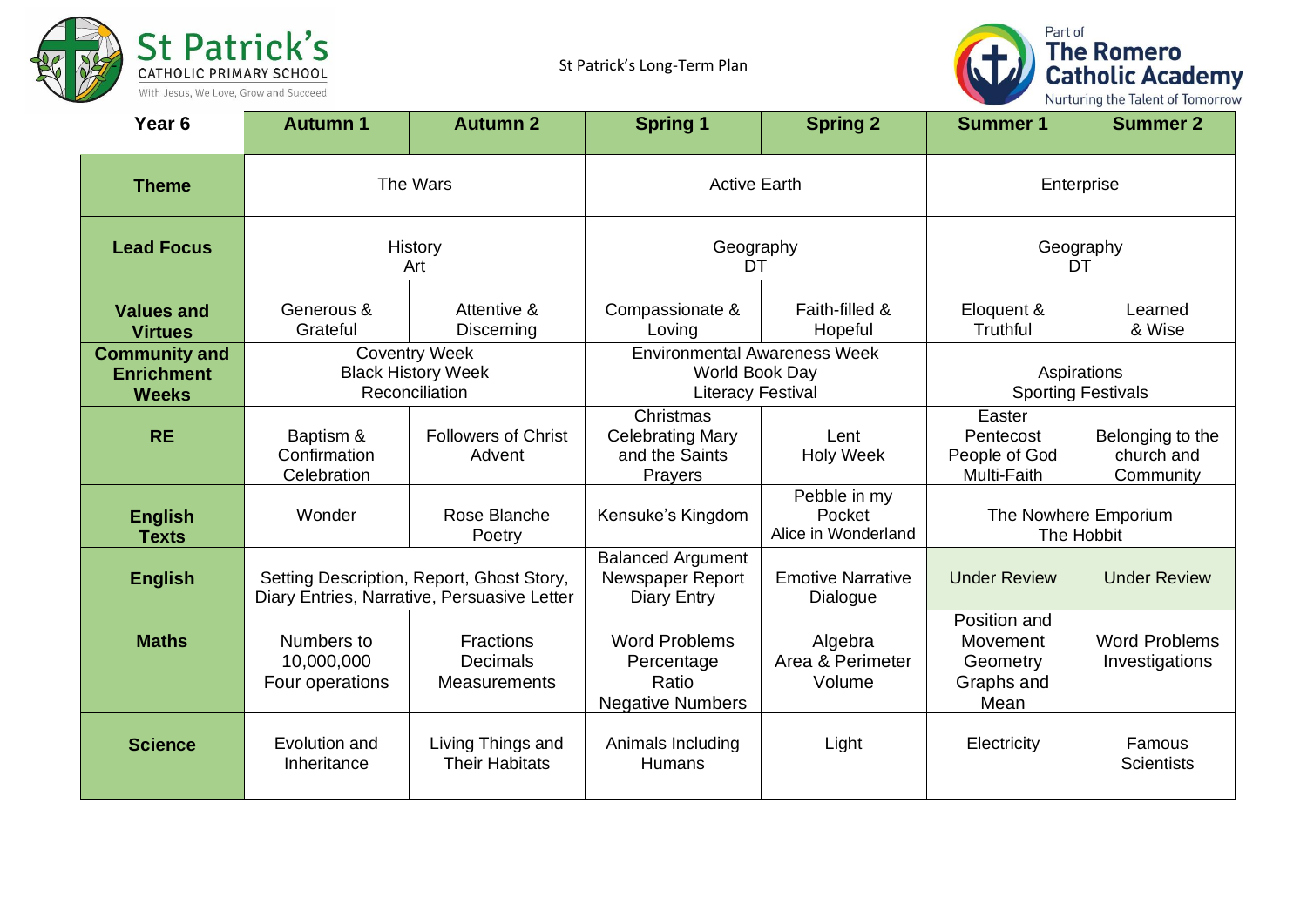St Patrick's Catholic Primary School
With Jesus, We Love, Grow and Succeed

St Patrick's Long-Term Plan

Part of The Romero Catholic Academy
Nurturing the Talent of Tomorrow

| Year 6 | Autumn 1 | Autumn 2 | Spring 1 | Spring 2 | Summer 1 | Summer 2 |
|---|---|---|---|---|---|---|
| **Theme** | The Wars | | Active Earth | | Enterprise | |
| **Lead Focus** | History<br>Art | | Geography<br>DT | | Geography<br>DT | |
| **Values and Virtues** | Generous & Grateful | Attentive & Discerning | Compassionate & Loving | Faith-filled & Hopeful | Eloquent & Truthful | Learned & Wise |
| **Community and Enrichment Weeks** | Coventry Week<br>Black History Week<br>Reconciliation | | Environmental Awareness Week<br>World Book Day<br>Literacy Festival | | Aspirations<br>Sporting Festivals | |
| **RE** | Baptism & Confirmation<br>Celebration | Followers of Christ<br>Advent | Christmas<br>Celebrating Mary and the Saints<br>Prayers | Lent<br>Holy Week | Easter<br>Pentecost<br>People of God<br>Multi-Faith | Belonging to the church and Community |
| **English Texts** | Wonder | Rose Blanche<br>Poetry | Kensuke's Kingdom | Pebble in my Pocket<br>Alice in Wonderland | The Nowhere Emporium<br>The Hobbit | |
| **English** | Setting Description, Report, Ghost Story, Diary Entries, Narrative, Persuasive Letter | | Balanced Argument<br>Newspaper Report<br>Diary Entry | Emotive Narrative<br>Dialogue | Under Review | Under Review |
| **Maths** | Numbers to 10,000,000<br>Four operations | Fractions<br>Decimals<br>Measurements | Word Problems<br>Percentage<br>Ratio<br>Negative Numbers | Algebra<br>Area & Perimeter<br>Volume | Position and Movement<br>Geometry<br>Graphs and Mean | Word Problems<br>Investigations |
| **Science** | Evolution and Inheritance | Living Things and Their Habitats | Animals Including Humans | Light | Electricity | Famous Scientists |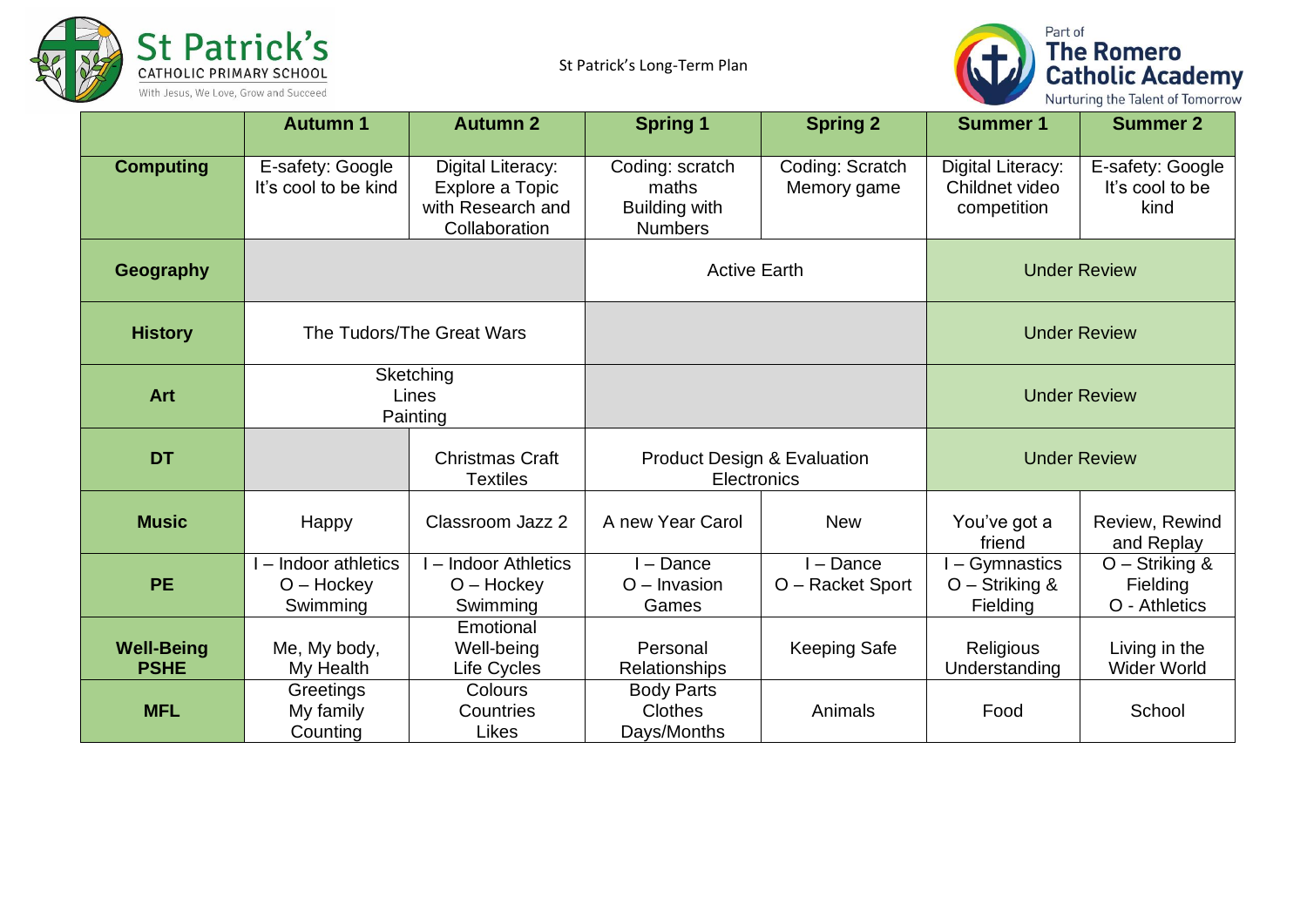St Patrick's Long-Term Plan

| | Autumn 1 | Autumn 2 | Spring 1 | Spring 2 | Summer 1 | Summer 2 |
|---|---|---|---|---|---|---|
| **Computing** | E-safety: Google It's cool to be kind | Digital Literacy: Explore a Topic with Research and Collaboration | Coding: scratch maths Building with Numbers | Coding: Scratch Memory game | Digital Literacy: Childnet video competition | E-safety: Google It's cool to be kind |
| **Geography** | | | Active Earth | | Under Review | |
| **History** | The Tudors/The Great Wars | | | | Under Review | |
| **Art** | Sketching Lines Painting | | | | Under Review | |
| **DT** | | Christmas Craft Textiles | Product Design & Evaluation Electronics | | Under Review | |
| **Music** | Happy | Classroom Jazz 2 | A new Year Carol | New | You've got a friend | Review, Rewind and Replay |
| **PE** | I – Indoor athletics O – Hockey Swimming | I – Indoor Athletics O – Hockey Swimming | I – Dance O – Invasion Games | I – Dance O – Racket Sport | I – Gymnastics O – Striking & Fielding | O – Striking & Fielding O - Athletics |
| **Well-Being PSHE** | Me, My body, My Health | Emotional Well-being Life Cycles | Personal Relationships | Keeping Safe | Religious Understanding | Living in the Wider World |
| **MFL** | Greetings My family Counting | Colours Countries Likes | Body Parts Clothes Days/Months | Animals | Food | School |